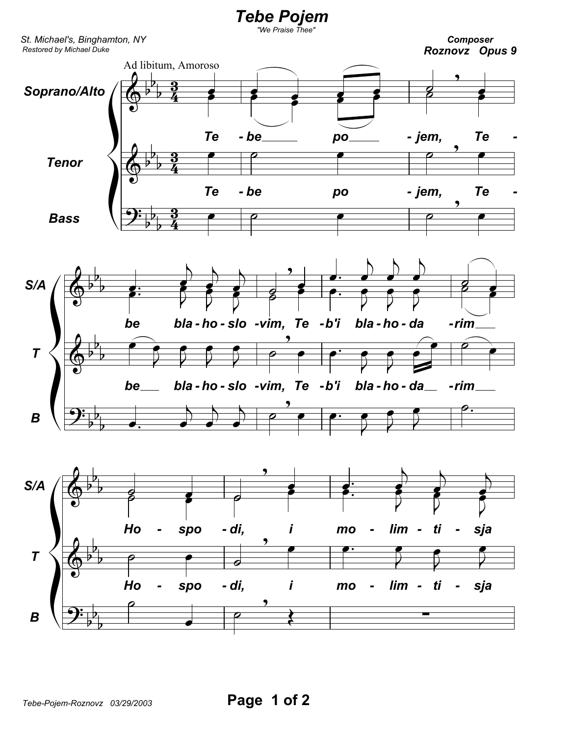# Tebe Pojem

*"We Praise Thee"*

*St. Michael's, Binghamton, NY*
*Restored by Michael Duke*

**Composer**
**Roznovz Opus 9**

Ad libitum, Amoroso

**Soprano/Alto**, **Tenor**, **Bass**

*Te - be po - jem, Te - be bla - ho - slo - vim, Te - b'i bla - ho - da - rim Ho - spo - di, i mo - lim - ti - sja*

Tebe-Pojem-Roznovz 03/29/2003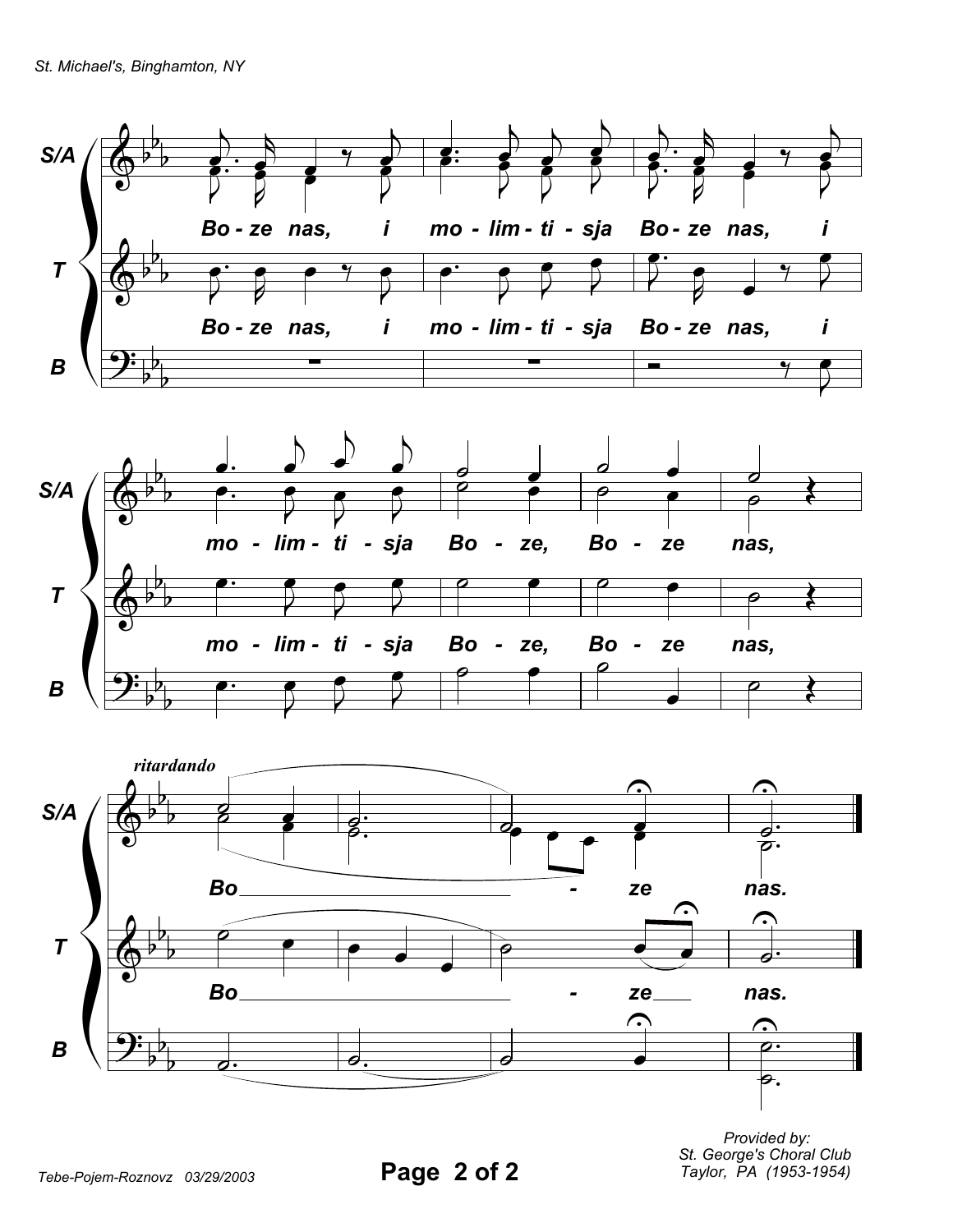St. Michael's, Binghamton, NY

S/A

Bo - ze nas, i mo - lim - ti - sja Bo - ze nas, i

T

Bo - ze nas, i mo - lim - ti - sja Bo - ze nas, i

B

S/A

mo - lim - ti - sja Bo - ze, Bo - ze nas,

T

mo - lim - ti - sja Bo - ze, Bo - ze nas,

B

*ritardando*

S/A

Bo - ze nas.

T

Bo - ze nas.

B

Tebe-Pojem-Roznovz 03/29/2003

Provided by:
St. George's Choral Club
Taylor, PA (1953-1954)